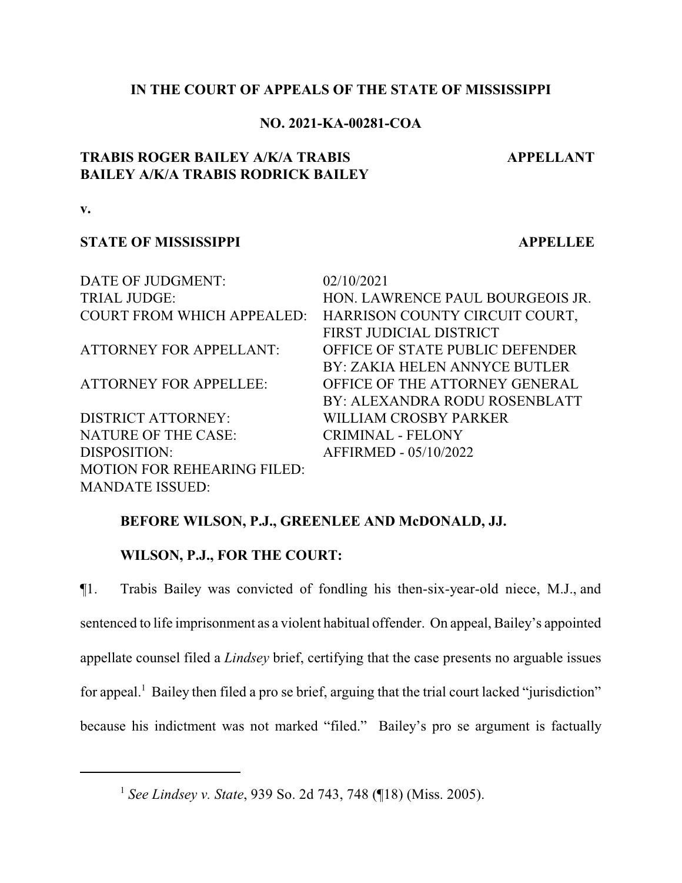**IN THE COURT OF APPEALS OF THE STATE OF MISSISSIPPI**

**NO. 2021-KA-00281-COA**

**TRABIS ROGER BAILEY A/K/A TRABIS BAILEY A/K/A TRABIS RODRICK BAILEY** — **APPELLANT**

**v.**

**STATE OF MISSISSIPPI** — **APPELLEE**

| | |
|---|---|
| DATE OF JUDGMENT: | 02/10/2021 |
| TRIAL JUDGE: | HON. LAWRENCE PAUL BOURGEOIS JR. |
| COURT FROM WHICH APPEALED: | HARRISON COUNTY CIRCUIT COURT, FIRST JUDICIAL DISTRICT |
| ATTORNEY FOR APPELLANT: | OFFICE OF STATE PUBLIC DEFENDER BY: ZAKIA HELEN ANNYCE BUTLER |
| ATTORNEY FOR APPELLEE: | OFFICE OF THE ATTORNEY GENERAL BY: ALEXANDRA RODU ROSENBLATT |
| DISTRICT ATTORNEY: | WILLIAM CROSBY PARKER |
| NATURE OF THE CASE: | CRIMINAL - FELONY |
| DISPOSITION: | AFFIRMED - 05/10/2022 |
| MOTION FOR REHEARING FILED: | |
| MANDATE ISSUED: | |

**BEFORE WILSON, P.J., GREENLEE AND McDONALD, JJ.**

**WILSON, P.J., FOR THE COURT:**

¶1. Trabis Bailey was convicted of fondling his then-six-year-old niece, M.J., and sentenced to life imprisonment as a violent habitual offender. On appeal, Bailey's appointed appellate counsel filed a *Lindsey* brief, certifying that the case presents no arguable issues for appeal.[1] Bailey then filed a pro se brief, arguing that the trial court lacked "jurisdiction" because his indictment was not marked "filed." Bailey's pro se argument is factually

---

[1] *See Lindsey v. State*, 939 So. 2d 743, 748 (¶18) (Miss. 2005).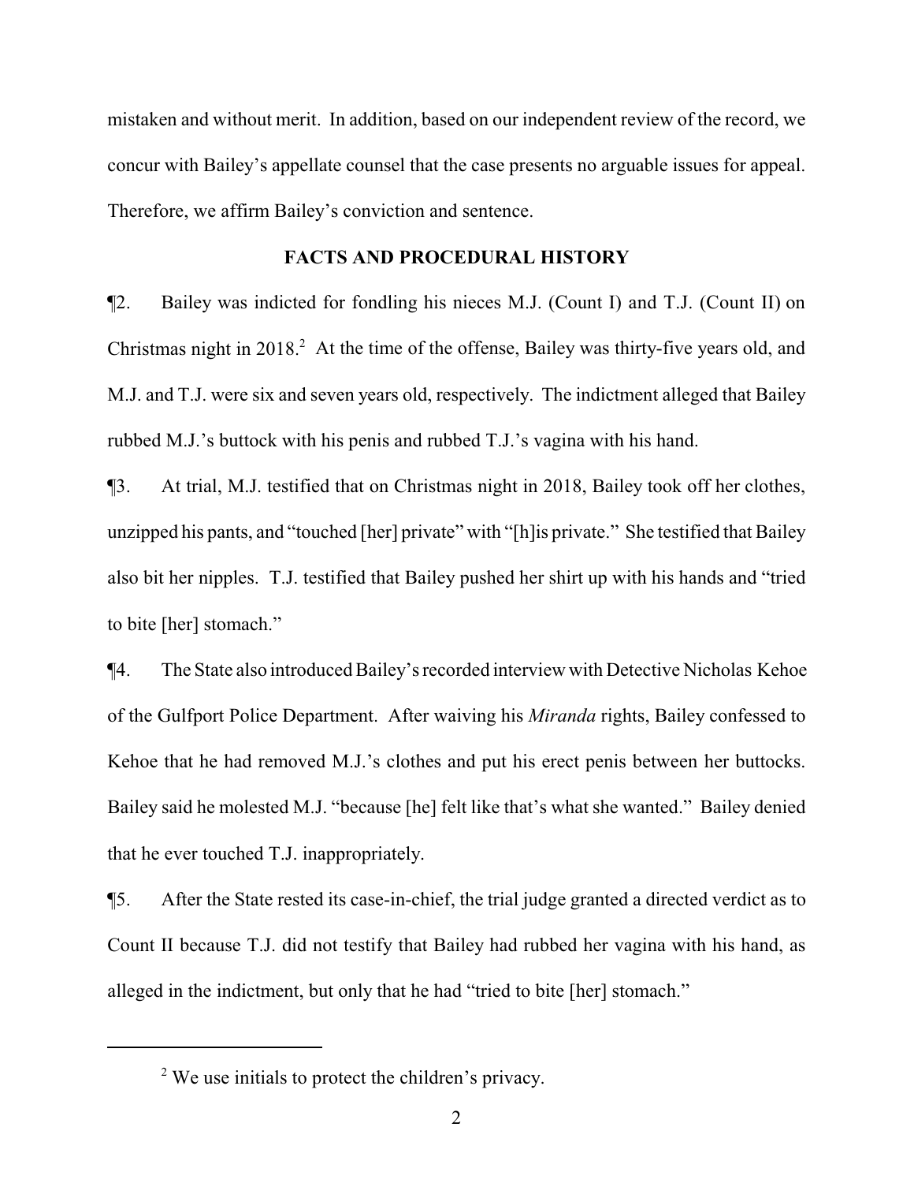mistaken and without merit. In addition, based on our independent review of the record, we concur with Bailey's appellate counsel that the case presents no arguable issues for appeal. Therefore, we affirm Bailey's conviction and sentence.

## FACTS AND PROCEDURAL HISTORY

¶2. Bailey was indicted for fondling his nieces M.J. (Count I) and T.J. (Count II) on Christmas night in 2018.[2] At the time of the offense, Bailey was thirty-five years old, and M.J. and T.J. were six and seven years old, respectively. The indictment alleged that Bailey rubbed M.J.'s buttock with his penis and rubbed T.J.'s vagina with his hand.

¶3. At trial, M.J. testified that on Christmas night in 2018, Bailey took off her clothes, unzipped his pants, and "touched [her] private" with "[h]is private." She testified that Bailey also bit her nipples. T.J. testified that Bailey pushed her shirt up with his hands and "tried to bite [her] stomach."

¶4. The State also introduced Bailey's recorded interview with Detective Nicholas Kehoe of the Gulfport Police Department. After waiving his *Miranda* rights, Bailey confessed to Kehoe that he had removed M.J.'s clothes and put his erect penis between her buttocks. Bailey said he molested M.J. "because [he] felt like that's what she wanted." Bailey denied that he ever touched T.J. inappropriately.

¶5. After the State rested its case-in-chief, the trial judge granted a directed verdict as to Count II because T.J. did not testify that Bailey had rubbed her vagina with his hand, as alleged in the indictment, but only that he had "tried to bite [her] stomach."

---

[2] We use initials to protect the children's privacy.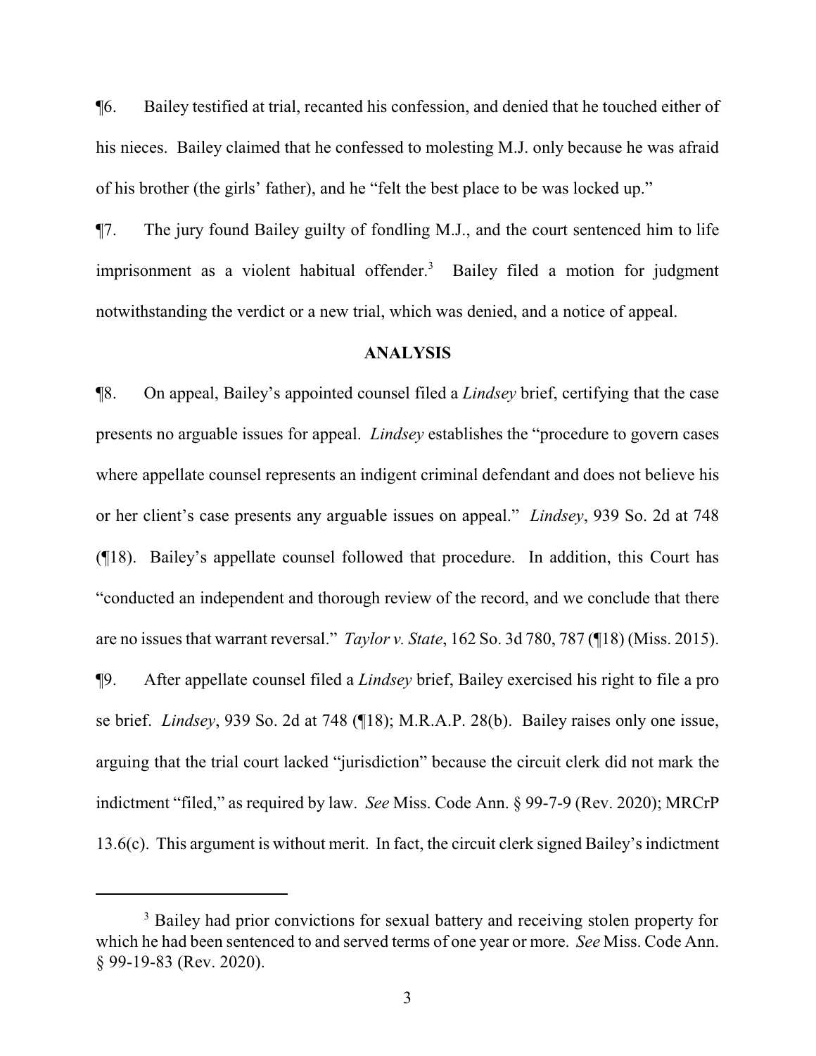¶6. Bailey testified at trial, recanted his confession, and denied that he touched either of his nieces. Bailey claimed that he confessed to molesting M.J. only because he was afraid of his brother (the girls' father), and he "felt the best place to be was locked up."

¶7. The jury found Bailey guilty of fondling M.J., and the court sentenced him to life imprisonment as a violent habitual offender.[3] Bailey filed a motion for judgment notwithstanding the verdict or a new trial, which was denied, and a notice of appeal.

## ANALYSIS

¶8. On appeal, Bailey's appointed counsel filed a *Lindsey* brief, certifying that the case presents no arguable issues for appeal. *Lindsey* establishes the "procedure to govern cases where appellate counsel represents an indigent criminal defendant and does not believe his or her client's case presents any arguable issues on appeal." *Lindsey*, 939 So. 2d at 748 (¶18). Bailey's appellate counsel followed that procedure. In addition, this Court has "conducted an independent and thorough review of the record, and we conclude that there are no issues that warrant reversal." *Taylor v. State*, 162 So. 3d 780, 787 (¶18) (Miss. 2015).

¶9. After appellate counsel filed a *Lindsey* brief, Bailey exercised his right to file a pro se brief. *Lindsey*, 939 So. 2d at 748 (¶18); M.R.A.P. 28(b). Bailey raises only one issue, arguing that the trial court lacked "jurisdiction" because the circuit clerk did not mark the indictment "filed," as required by law. *See* Miss. Code Ann. § 99-7-9 (Rev. 2020); MRCrP 13.6(c). This argument is without merit. In fact, the circuit clerk signed Bailey's indictment

---

[3] Bailey had prior convictions for sexual battery and receiving stolen property for which he had been sentenced to and served terms of one year or more. *See* Miss. Code Ann. § 99-19-83 (Rev. 2020).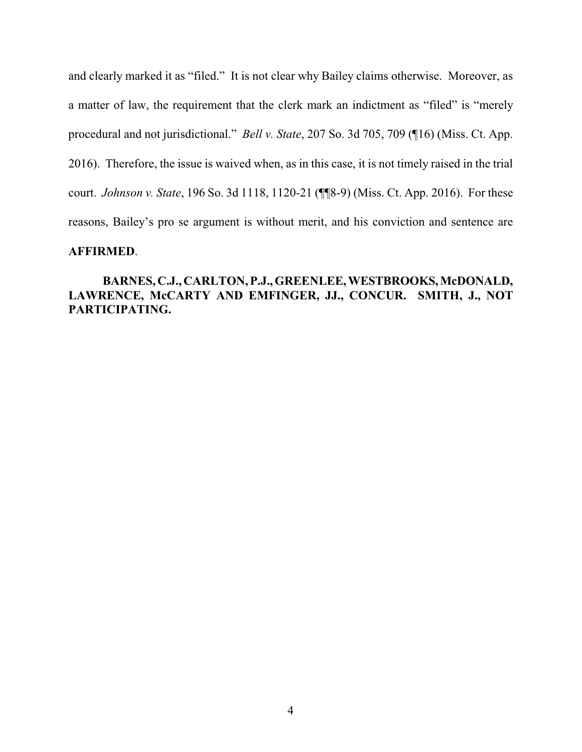and clearly marked it as "filed." It is not clear why Bailey claims otherwise. Moreover, as a matter of law, the requirement that the clerk mark an indictment as "filed" is "merely procedural and not jurisdictional." *Bell v. State*, 207 So. 3d 705, 709 (¶16) (Miss. Ct. App. 2016). Therefore, the issue is waived when, as in this case, it is not timely raised in the trial court. *Johnson v. State*, 196 So. 3d 1118, 1120-21 (¶¶8-9) (Miss. Ct. App. 2016). For these reasons, Bailey's pro se argument is without merit, and his conviction and sentence are **AFFIRMED**.

**BARNES, C.J., CARLTON, P.J., GREENLEE, WESTBROOKS, McDONALD, LAWRENCE, McCARTY AND EMFINGER, JJ., CONCUR. SMITH, J., NOT PARTICIPATING.**